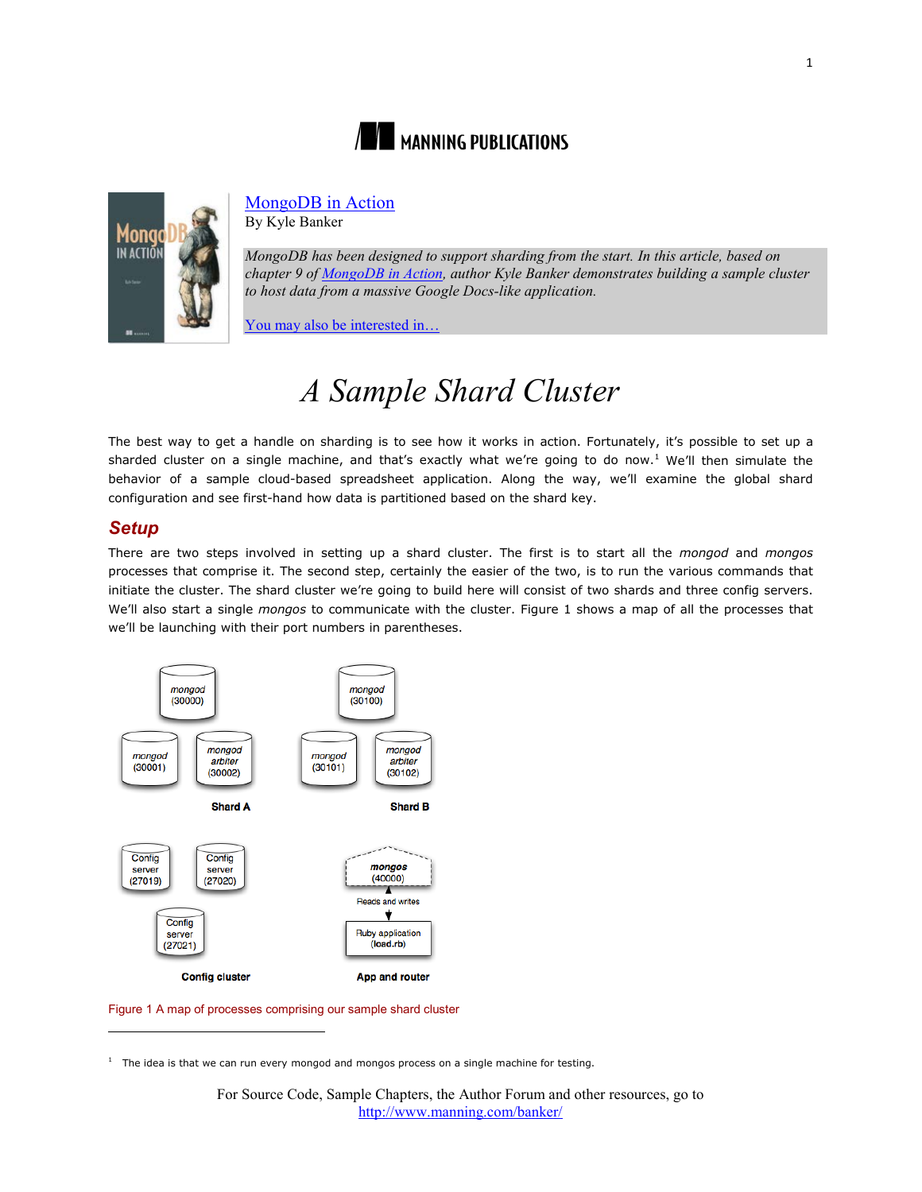MANNING PUBLICATIONS

[MongoDB in Action](#)
By Kyle Banker

*MongoDB has been designed to support sharding from the start. In this article, based on chapter 9 of MongoDB in Action, author Kyle Banker demonstrates building a sample cluster to host data from a massive Google Docs-like application.*

You may also be interested in…

# *A Sample Shard Cluster*

The best way to get a handle on sharding is to see how it works in action. Fortunately, it's possible to set up a sharded cluster on a single machine, and that's exactly what we're going to do now.[1] We'll then simulate the behavior of a sample cloud-based spreadsheet application. Along the way, we'll examine the global shard configuration and see first-hand how data is partitioned based on the shard key.

## Setup

There are two steps involved in setting up a shard cluster. The first is to start all the *mongod* and *mongos* processes that comprise it. The second step, certainly the easier of the two, is to run the various commands that initiate the cluster. The shard cluster we're going to build here will consist of two shards and three config servers. We'll also start a single *mongos* to communicate with the cluster. Figure 1 shows a map of all the processes that we'll be launching with their port numbers in parentheses.

Figure 1 A map of processes comprising our sample shard cluster

[1] The idea is that we can run every mongod and mongos process on a single machine for testing.

For Source Code, Sample Chapters, the Author Forum and other resources, go to http://www.manning.com/banker/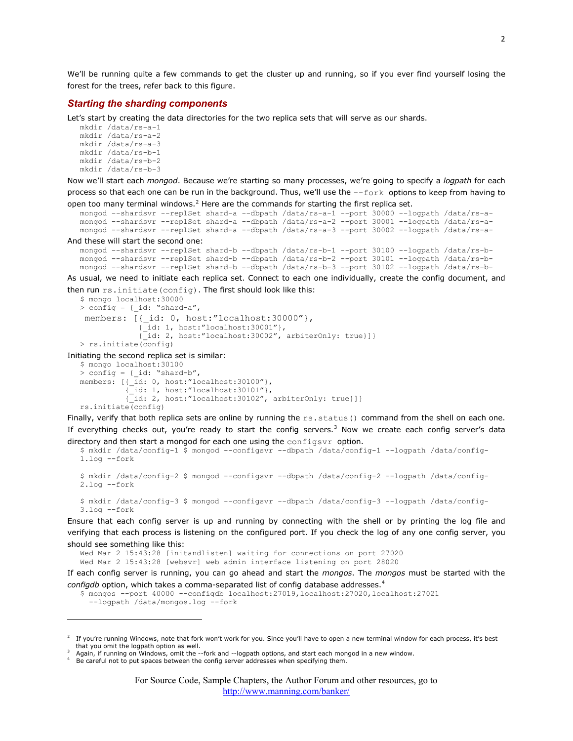We'll be running quite a few commands to get the cluster up and running, so if you ever find yourself losing the forest for the trees, refer back to this figure.

### *Starting the sharding components*

Let's start by creating the data directories for the two replica sets that will serve as our shards.

```
mkdir /data/rs-a-1
mkdir /data/rs-a-2
mkdir /data/rs-a-3
mkdir /data/rs-b-1
mkdir /data/rs-b-2
mkdir /data/rs-b-3
```

Now we'll start each *mongod*. Because we're starting so many processes, we're going to specify a *logpath* for each process so that each one can be run in the background. Thus, we'll use the `--fork` options to keep from having to open too many terminal windows.[2] Here are the commands for starting the first replica set.

```
mongod --shardsvr --replSet shard-a --dbpath /data/rs-a-1 --port 30000 --logpath /data/rs-a-
mongod --shardsvr --replSet shard-a --dbpath /data/rs-a-2 --port 30001 --logpath /data/rs-a-
mongod --shardsvr --replSet shard-a --dbpath /data/rs-a-3 --port 30002 --logpath /data/rs-a-
```

And these will start the second one:

```
mongod --shardsvr --replSet shard-b --dbpath /data/rs-b-1 --port 30100 --logpath /data/rs-b-
mongod --shardsvr --replSet shard-b --dbpath /data/rs-b-2 --port 30101 --logpath /data/rs-b-
mongod --shardsvr --replSet shard-b --dbpath /data/rs-b-3 --port 30102 --logpath /data/rs-b-
```

As usual, we need to initiate each replica set. Connect to each one individually, create the config document, and then run `rs.initiate(config)`. The first should look like this:

```
$ mongo localhost:30000
> config = {_id: "shard-a",
 members: [{_id: 0, host:"localhost:30000"},
           {_id: 1, host:"localhost:30001"},
           {_id: 2, host:"localhost:30002", arbiterOnly: true}]}
> rs.initiate(config)
```

Initiating the second replica set is similar:

```
$ mongo localhost:30100
> config = {_id: "shard-b",
members: [{_id: 0, host:"localhost:30100"},
          {_id: 1, host:"localhost:30101"},
          {_id: 2, host:"localhost:30102", arbiterOnly: true}]}
rs.initiate(config)
```

Finally, verify that both replica sets are online by running the `rs.status()` command from the shell on each one. If everything checks out, you're ready to start the config servers.[3] Now we create each config server's data directory and then start a mongod for each one using the `configsvr` option.

```
$ mkdir /data/config-1 $ mongod --configsvr --dbpath /data/config-1 --logpath /data/config-
1.log --fork

$ mkdir /data/config-2 $ mongod --configsvr --dbpath /data/config-2 --logpath /data/config-
2.log --fork

$ mkdir /data/config-3 $ mongod --configsvr --dbpath /data/config-3 --logpath /data/config-
3.log --fork
```

Ensure that each config server is up and running by connecting with the shell or by printing the log file and verifying that each process is listening on the configured port. If you check the log of any one config server, you should see something like this:

```
Wed Mar 2 15:43:28 [initandlisten] waiting for connections on port 27020
Wed Mar 2 15:43:28 [websvr] web admin interface listening on port 28020
```

If each config server is running, you can go ahead and start the *mongos*. The *mongos* must be started with the *configdb* option, which takes a comma-separated list of config database addresses.[4]

```
$ mongos --port 40000 --configdb localhost:27019,localhost:27020,localhost:27021
  --logpath /data/mongos.log --fork
```

---

[2] If you're running Windows, note that fork won't work for you. Since you'll have to open a new terminal window for each process, it's best that you omit the logpath option as well.

[3] Again, if running on Windows, omit the --fork and --logpath options, and start each mongod in a new window.

[4] Be careful not to put spaces between the config server addresses when specifying them.

For Source Code, Sample Chapters, the Author Forum and other resources, go to http://www.manning.com/banker/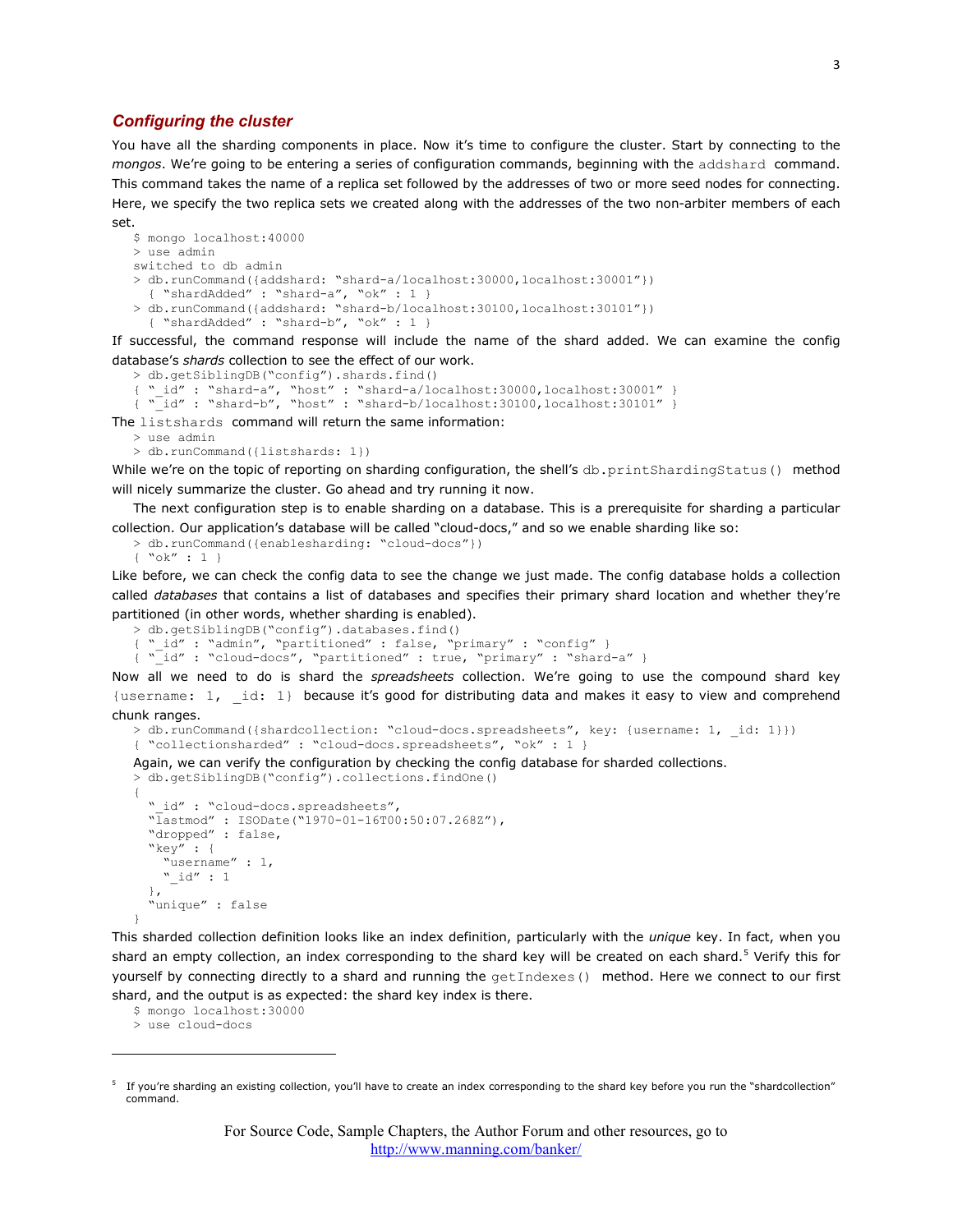### *Configuring the cluster*

You have all the sharding components in place. Now it's time to configure the cluster. Start by connecting to the *mongos*. We're going to be entering a series of configuration commands, beginning with the `addshard` command. This command takes the name of a replica set followed by the addresses of two or more seed nodes for connecting. Here, we specify the two replica sets we created along with the addresses of the two non-arbiter members of each set.

```
$ mongo localhost:40000
> use admin
switched to db admin
> db.runCommand({addshard: "shard-a/localhost:30000,localhost:30001"})
  { "shardAdded" : "shard-a", "ok" : 1 }
> db.runCommand({addshard: "shard-b/localhost:30100,localhost:30101"})
  { "shardAdded" : "shard-b", "ok" : 1 }
```

If successful, the command response will include the name of the shard added. We can examine the config database's *shards* collection to see the effect of our work.

```
> db.getSiblingDB("config").shards.find()
{ "_id" : "shard-a", "host" : "shard-a/localhost:30000,localhost:30001" }
{ "_id" : "shard-b", "host" : "shard-b/localhost:30100,localhost:30101" }
```

The `listshards` command will return the same information:

```
> use admin
> db.runCommand({listshards: 1})
```

While we're on the topic of reporting on sharding configuration, the shell's `db.printShardingStatus()` method will nicely summarize the cluster. Go ahead and try running it now.

The next configuration step is to enable sharding on a database. This is a prerequisite for sharding a particular collection. Our application's database will be called "cloud-docs," and so we enable sharding like so:

```
> db.runCommand({enablesharding: "cloud-docs"})
{ "ok" : 1 }
```

Like before, we can check the config data to see the change we just made. The config database holds a collection called *databases* that contains a list of databases and specifies their primary shard location and whether they're partitioned (in other words, whether sharding is enabled).

```
> db.getSiblingDB("config").databases.find()
{ "_id" : "admin", "partitioned" : false, "primary" : "config" }
{ "_id" : "cloud-docs", "partitioned" : true, "primary" : "shard-a" }
```

Now all we need to do is shard the *spreadsheets* collection. We're going to use the compound shard key `{username: 1, _id: 1}` because it's good for distributing data and makes it easy to view and comprehend chunk ranges.

```
> db.runCommand({shardcollection: "cloud-docs.spreadsheets", key: {username: 1, _id: 1}})
{ "collectionsharded" : "cloud-docs.spreadsheets", "ok" : 1 }
```

Again, we can verify the configuration by checking the config database for sharded collections.

```
> db.getSiblingDB("config").collections.findOne()
{
  "_id" : "cloud-docs.spreadsheets",
  "lastmod" : ISODate("1970-01-16T00:50:07.268Z"),
  "dropped" : false,
  "key" : {
    "username" : 1,
    "_id" : 1
  },
  "unique" : false
}
```

This sharded collection definition looks like an index definition, particularly with the *unique* key. In fact, when you shard an empty collection, an index corresponding to the shard key will be created on each shard.[5] Verify this for yourself by connecting directly to a shard and running the `getIndexes()` method. Here we connect to our first shard, and the output is as expected: the shard key index is there.

```
$ mongo localhost:30000
> use cloud-docs
```

---

[5] If you're sharding an existing collection, you'll have to create an index corresponding to the shard key before you run the "shardcollection" command.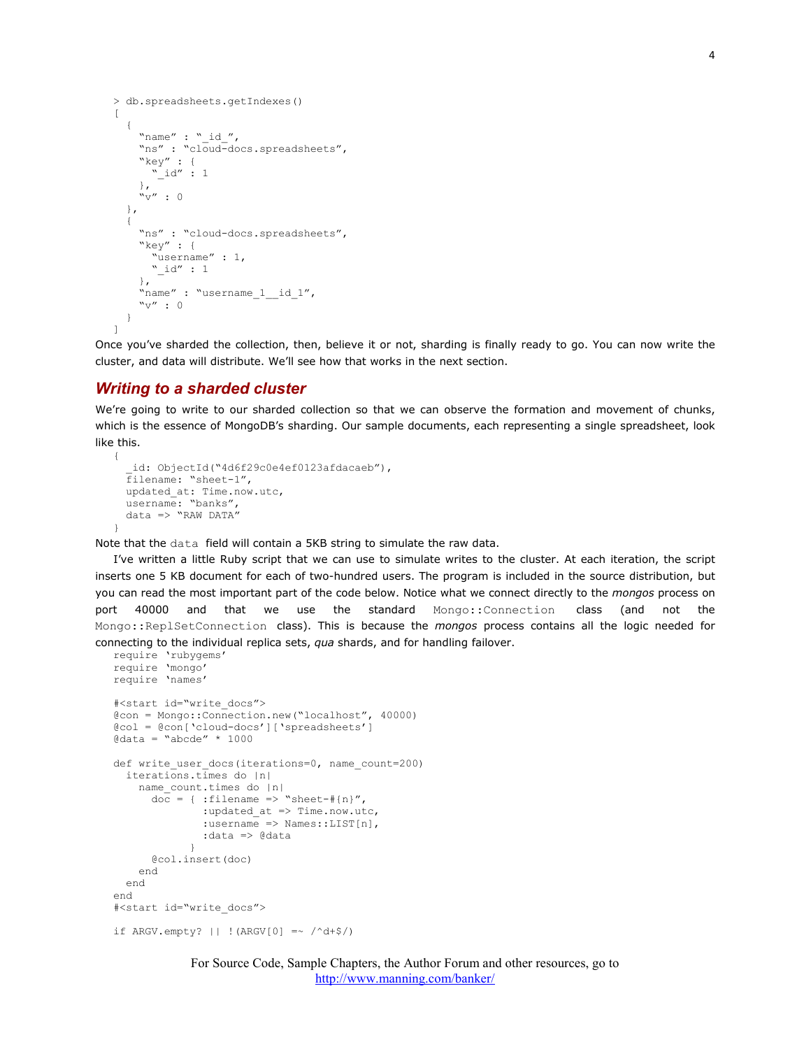```
> db.spreadsheets.getIndexes()
[
  {
    "name" : "_id_",
    "ns" : "cloud-docs.spreadsheets",
    "key" : {
      "_id" : 1
    },
    "v" : 0
  },
  {
    "ns" : "cloud-docs.spreadsheets",
    "key" : {
      "username" : 1,
      "_id" : 1
    },
    "name" : "username_1__id_1",
    "v" : 0
  }
]
```

Once you've sharded the collection, then, believe it or not, sharding is finally ready to go. You can now write the cluster, and data will distribute. We'll see how that works in the next section.

## *Writing to a sharded cluster*

We're going to write to our sharded collection so that we can observe the formation and movement of chunks, which is the essence of MongoDB's sharding. Our sample documents, each representing a single spreadsheet, look like this.

```
{
  _id: ObjectId("4d6f29c0e4ef0123afdacaeb"),
  filename: "sheet-1",
  updated_at: Time.now.utc,
  username: "banks",
  data => "RAW DATA"
}
```

Note that the `data` field will contain a 5KB string to simulate the raw data.

I've written a little Ruby script that we can use to simulate writes to the cluster. At each iteration, the script inserts one 5 KB document for each of two-hundred users. The program is included in the source distribution, but you can read the most important part of the code below. Notice what we connect directly to the *mongos* process on port 40000 and that we use the standard `Mongo::Connection` class (and not the `Mongo::ReplSetConnection` class). This is because the *mongos* process contains all the logic needed for connecting to the individual replica sets, *qua* shards, and for handling failover.

```
require 'rubygems'
require 'mongo'
require 'names'

#<start id="write_docs">
@con = Mongo::Connection.new("localhost", 40000)
@col = @con['cloud-docs']['spreadsheets']
@data = "abcde" * 1000

def write_user_docs(iterations=0, name_count=200)
  iterations.times do |n|
    name_count.times do |n|
      doc = { :filename => "sheet-#{n}",
              :updated_at => Time.now.utc,
              :username => Names::LIST[n],
              :data => @data
            }
      @col.insert(doc)
    end
  end
end
#<start id="write_docs">

if ARGV.empty? || !(ARGV[0] =~ /^d+$/)
```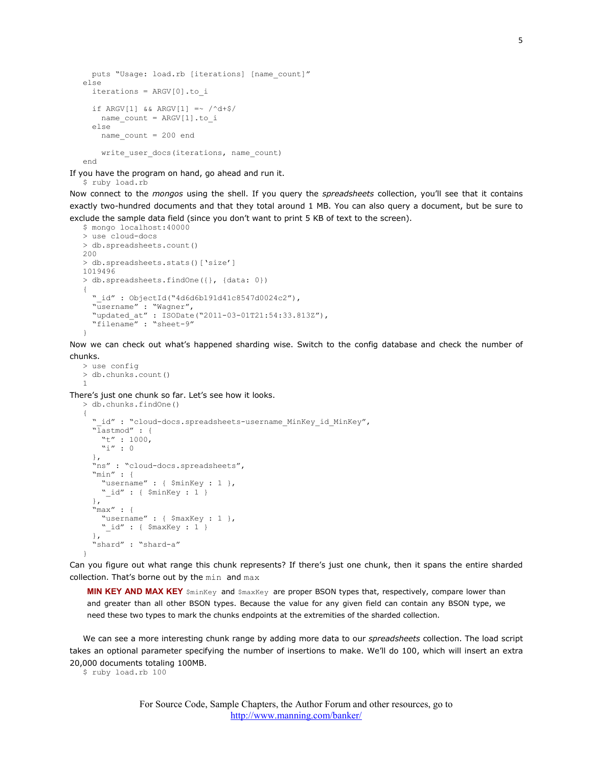```
    puts "Usage: load.rb [iterations] [name_count]"
  else
    iterations = ARGV[0].to_i

    if ARGV[1] && ARGV[1] =~ /^d+$/
      name_count = ARGV[1].to_i
    else
      name_count = 200 end

      write_user_docs(iterations, name_count)
  end
```

If you have the program on hand, go ahead and run it.

```
$ ruby load.rb
```

Now connect to the *mongos* using the shell. If you query the *spreadsheets* collection, you'll see that it contains exactly two-hundred documents and that they total around 1 MB. You can also query a document, but be sure to exclude the sample data field (since you don't want to print 5 KB of text to the screen).

```
$ mongo localhost:40000
> use cloud-docs
> db.spreadsheets.count()
200
> db.spreadsheets.stats()['size']
1019496
> db.spreadsheets.findOne({}, {data: 0})
{
  "_id" : ObjectId("4d6d6b191d41c8547d0024c2"),
  "username" : "Wagner",
  "updated_at" : ISODate("2011-03-01T21:54:33.813Z"),
  "filename" : "sheet-9"
}
```

Now we can check out what's happened sharding wise. Switch to the config database and check the number of chunks.

```
> use config
> db.chunks.count()
1
```

There's just one chunk so far. Let's see how it looks.

```
> db.chunks.findOne()
{
  "_id" : "cloud-docs.spreadsheets-username_MinKey_id_MinKey",
  "lastmod" : {
    "t" : 1000,
    "i" : 0
  },
  "ns" : "cloud-docs.spreadsheets",
  "min" : {
    "username" : { $minKey : 1 },
    "_id" : { $minKey : 1 }
  },
  "max" : {
    "username" : { $maxKey : 1 },
    "_id" : { $maxKey : 1 }
  },
  "shard" : "shard-a"
}
```

Can you figure out what range this chunk represents? If there's just one chunk, then it spans the entire sharded collection. That's borne out by the `min` and `max`

> **MIN KEY AND MAX KEY** `$minKey` and `$maxKey` are proper BSON types that, respectively, compare lower than and greater than all other BSON types. Because the value for any given field can contain any BSON type, we need these two types to mark the chunks endpoints at the extremities of the sharded collection.

We can see a more interesting chunk range by adding more data to our *spreadsheets* collection. The load script takes an optional parameter specifying the number of insertions to make. We'll do 100, which will insert an extra 20,000 documents totaling 100MB.

```
$ ruby load.rb 100
```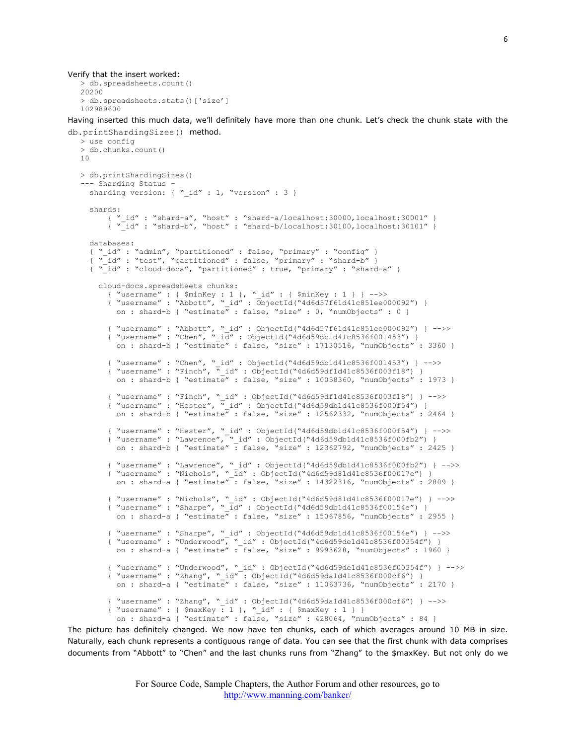Verify that the insert worked:

```
> db.spreadsheets.count()
20200
> db.spreadsheets.stats()['size']
102989600
```

Having inserted this much data, we'll definitely have more than one chunk. Let's check the chunk state with the `db.printShardingSizes()` method.

```
> use config
> db.chunks.count()
10

> db.printShardingSizes()
--- Sharding Status –
  sharding version: { "_id" : 1, "version" : 3 }

  shards:
      { "_id" : "shard-a", "host" : "shard-a/localhost:30000,localhost:30001" }
      { "_id" : "shard-b", "host" : "shard-b/localhost:30100,localhost:30101" }

  databases:
  { "_id" : "admin", "partitioned" : false, "primary" : "config" }
  { "_id" : "test", "partitioned" : false, "primary" : "shard-b" }
  { "_id" : "cloud-docs", "partitioned" : true, "primary" : "shard-a" }

    cloud-docs.spreadsheets chunks:
      { "username" : { $minKey : 1 }, "_id" : { $minKey : 1 } } -->>
      { "username" : "Abbott", "_id" : ObjectId("4d6d57f61d41c851ee000092") }
        on : shard-b { "estimate" : false, "size" : 0, "numObjects" : 0 }

      { "username" : "Abbott", "_id" : ObjectId("4d6d57f61d41c851ee000092") } -->>
      { "username" : "Chen", "_id" : ObjectId("4d6d59db1d41c8536f001453") }
        on : shard-b { "estimate" : false, "size" : 17130516, "numObjects" : 3360 }

      { "username" : "Chen", "_id" : ObjectId("4d6d59db1d41c8536f001453") } -->>
      { "username" : "Finch", "_id" : ObjectId("4d6d59df1d41c8536f003f18") }
        on : shard-b { "estimate" : false, "size" : 10058360, "numObjects" : 1973 }

      { "username" : "Finch", "_id" : ObjectId("4d6d59df1d41c8536f003f18") } -->>
      { "username" : "Hester", "_id" : ObjectId("4d6d59db1d41c8536f000f54") }
        on : shard-b { "estimate" : false, "size" : 12562332, "numObjects" : 2464 }

      { "username" : "Hester", "_id" : ObjectId("4d6d59db1d41c8536f000f54") } -->>
      { "username" : "Lawrence", "_id" : ObjectId("4d6d59db1d41c8536f000fb2") }
        on : shard-b { "estimate" : false, "size" : 12362792, "numObjects" : 2425 }

      { "username" : "Lawrence", "_id" : ObjectId("4d6d59db1d41c8536f000fb2") } -->>
      { "username" : "Nichols", "_id" : ObjectId("4d6d59d81d41c8536f00017e") }
        on : shard-a { "estimate" : false, "size" : 14322316, "numObjects" : 2809 }

      { "username" : "Nichols", "_id" : ObjectId("4d6d59d81d41c8536f00017e") } -->>
      { "username" : "Sharpe", "_id" : ObjectId("4d6d59db1d41c8536f00154e") }
        on : shard-a { "estimate" : false, "size" : 15067856, "numObjects" : 2955 }

      { "username" : "Sharpe", "_id" : ObjectId("4d6d59db1d41c8536f00154e") } -->>
      { "username" : "Underwood", "_id" : ObjectId("4d6d59de1d41c8536f00354f") }
        on : shard-a { "estimate" : false, "size" : 9993628, "numObjects" : 1960 }

      { "username" : "Underwood", "_id" : ObjectId("4d6d59de1d41c8536f00354f") } -->>
      { "username" : "Zhang", "_id" : ObjectId("4d6d59da1d41c8536f000cf6") }
        on : shard-a { "estimate" : false, "size" : 11063736, "numObjects" : 2170 }

      { "username" : "Zhang", "_id" : ObjectId("4d6d59da1d41c8536f000cf6") } -->>
      { "username" : { $maxKey : 1 }, "_id" : { $maxKey : 1 } }
        on : shard-a { "estimate" : false, "size" : 428064, "numObjects" : 84 }
```

The picture has definitely changed. We now have ten chunks, each of which averages around 10 MB in size. Naturally, each chunk represents a contiguous range of data. You can see that the first chunk with data comprises documents from "Abbott" to "Chen" and the last chunks runs from "Zhang" to the $maxKey. But not only do we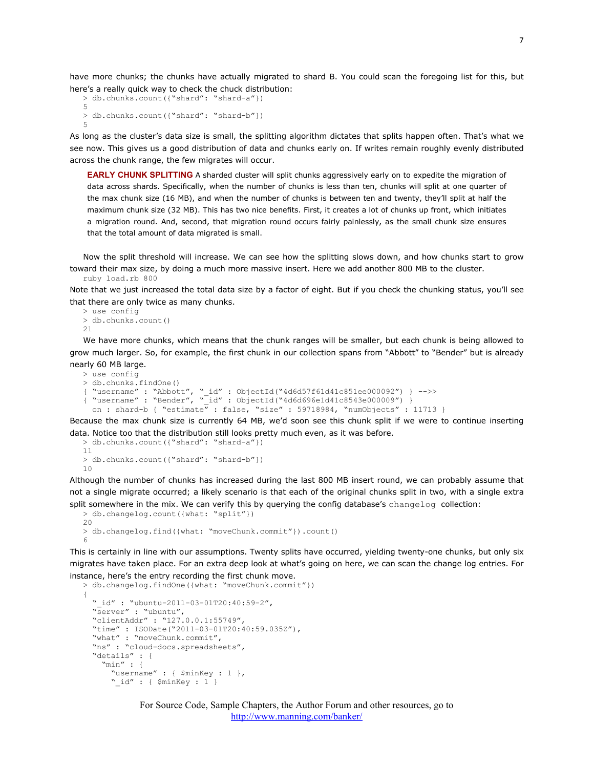have more chunks; the chunks have actually migrated to shard B. You could scan the foregoing list for this, but here's a really quick way to check the chuck distribution:

```
> db.chunks.count({"shard": "shard-a"})
5
> db.chunks.count({"shard": "shard-b"})
5
```

As long as the cluster's data size is small, the splitting algorithm dictates that splits happen often. That's what we see now. This gives us a good distribution of data and chunks early on. If writes remain roughly evenly distributed across the chunk range, the few migrates will occur.

> **EARLY CHUNK SPLITTING** A sharded cluster will split chunks aggressively early on to expedite the migration of data across shards. Specifically, when the number of chunks is less than ten, chunks will split at one quarter of the max chunk size (16 MB), and when the number of chunks is between ten and twenty, they'll split at half the maximum chunk size (32 MB). This has two nice benefits. First, it creates a lot of chunks up front, which initiates a migration round. And, second, that migration round occurs fairly painlessly, as the small chunk size ensures that the total amount of data migrated is small.

Now the split threshold will increase. We can see how the splitting slows down, and how chunks start to grow toward their max size, by doing a much more massive insert. Here we add another 800 MB to the cluster.

```
ruby load.rb 800
```

Note that we just increased the total data size by a factor of eight. But if you check the chunking status, you'll see that there are only twice as many chunks.

```
> use config
> db.chunks.count()
21
```

We have more chunks, which means that the chunk ranges will be smaller, but each chunk is being allowed to grow much larger. So, for example, the first chunk in our collection spans from "Abbott" to "Bender" but is already nearly 60 MB large.

```
> use config
> db.chunks.findOne()
{ "username" : "Abbott", "_id" : ObjectId("4d6d57f61d41c851ee000092") } -->>
{ "username" : "Bender", "_id" : ObjectId("4d6d696e1d41c8543e000009") }
  on : shard-b { "estimate" : false, "size" : 59718984, "numObjects" : 11713 }
```

Because the max chunk size is currently 64 MB, we'd soon see this chunk split if we were to continue inserting data. Notice too that the distribution still looks pretty much even, as it was before.

```
> db.chunks.count({"shard": "shard-a"})
11
> db.chunks.count({"shard": "shard-b"})
10
```

Although the number of chunks has increased during the last 800 MB insert round, we can probably assume that not a single migrate occurred; a likely scenario is that each of the original chunks split in two, with a single extra split somewhere in the mix. We can verify this by querying the config database's `changelog` collection:

```
> db.changelog.count({what: "split"})
20
> db.changelog.find({what: "moveChunk.commit"}).count()
6
```

This is certainly in line with our assumptions. Twenty splits have occurred, yielding twenty-one chunks, but only six migrates have taken place. For an extra deep look at what's going on here, we can scan the change log entries. For instance, here's the entry recording the first chunk move.

```
> db.changelog.findOne({what: "moveChunk.commit"})
{
  "_id" : "ubuntu-2011-03-01T20:40:59-2",
  "server" : "ubuntu",
  "clientAddr" : "127.0.0.1:55749",
  "time" : ISODate("2011-03-01T20:40:59.035Z"),
  "what" : "moveChunk.commit",
  "ns" : "cloud-docs.spreadsheets",
  "details" : {
    "min" : {
      "username" : { $minKey : 1 },
      "_id" : { $minKey : 1 }
```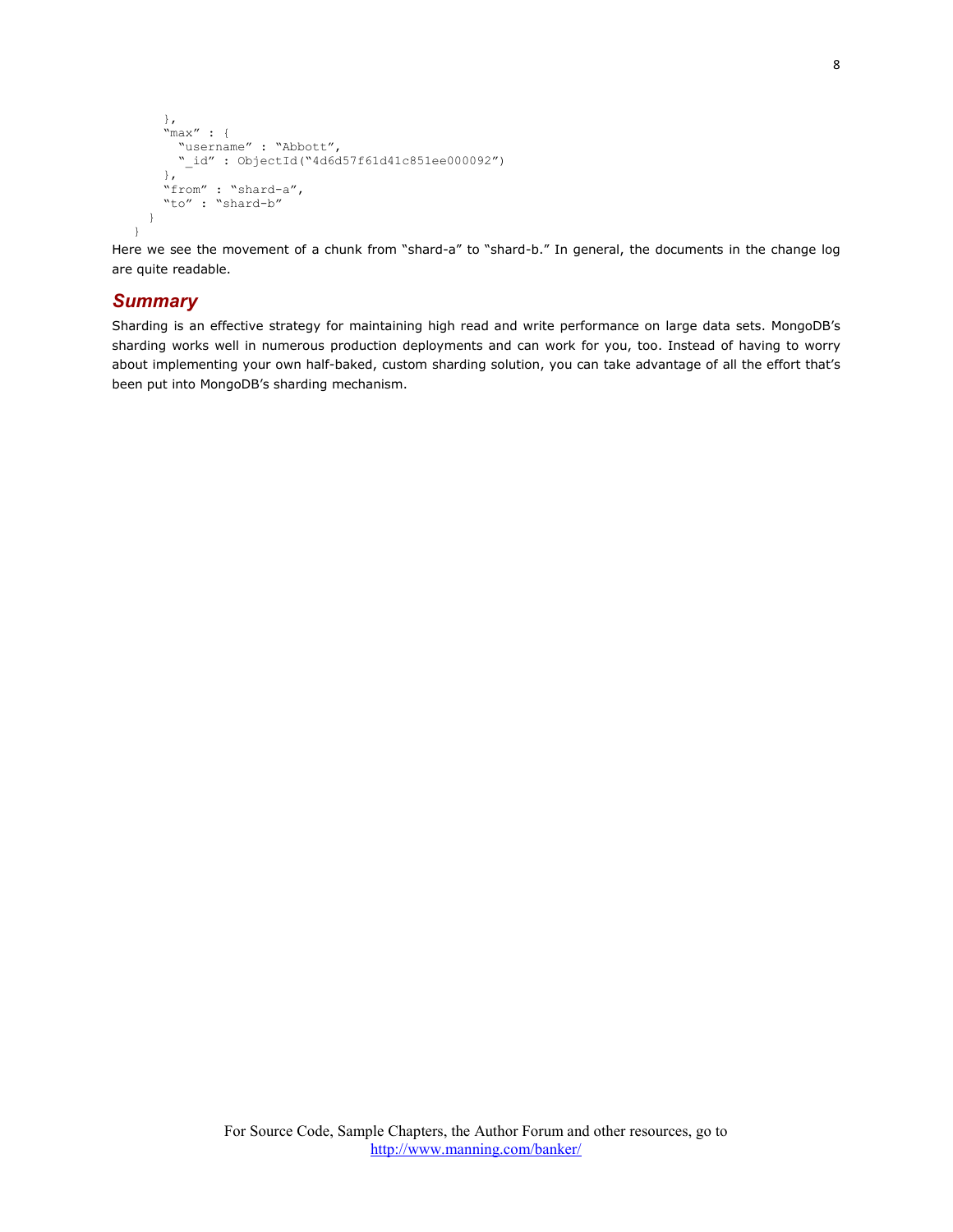```
      },
      "max" : {
        "username" : "Abbott",
        "_id" : ObjectId("4d6d57f61d41c851ee000092")
      },
      "from" : "shard-a",
      "to" : "shard-b"
    }
  }
```

Here we see the movement of a chunk from "shard-a" to "shard-b." In general, the documents in the change log are quite readable.

## Summary

Sharding is an effective strategy for maintaining high read and write performance on large data sets. MongoDB's sharding works well in numerous production deployments and can work for you, too. Instead of having to worry about implementing your own half-baked, custom sharding solution, you can take advantage of all the effort that's been put into MongoDB's sharding mechanism.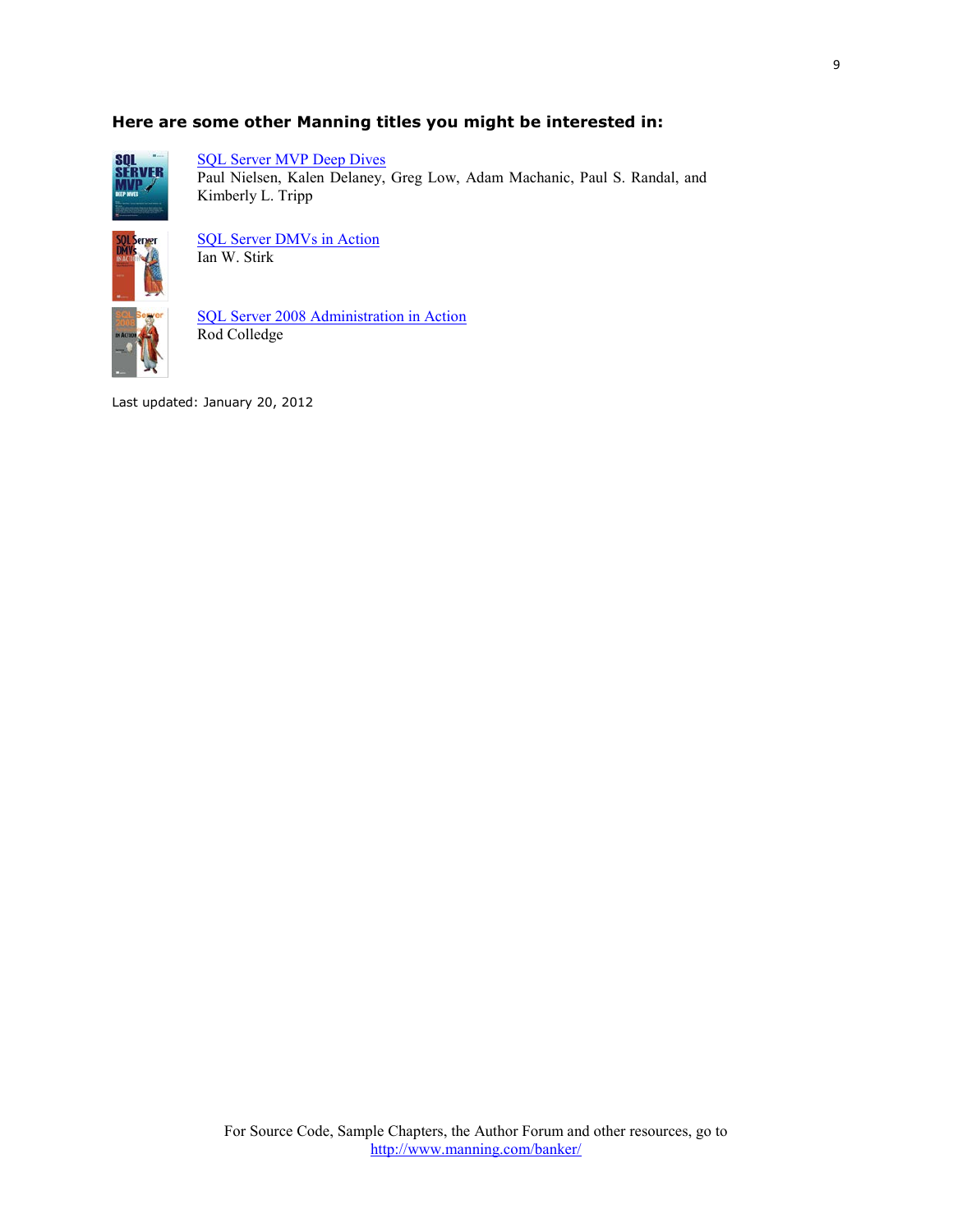### Here are some other Manning titles you might be interested in:

[SQL Server MVP Deep Dives](#)
Paul Nielsen, Kalen Delaney, Greg Low, Adam Machanic, Paul S. Randal, and Kimberly L. Tripp

[SQL Server DMVs in Action](#)
Ian W. Stirk

[SQL Server 2008 Administration in Action](#)
Rod Colledge

Last updated: January 20, 2012

For Source Code, Sample Chapters, the Author Forum and other resources, go to http://www.manning.com/banker/